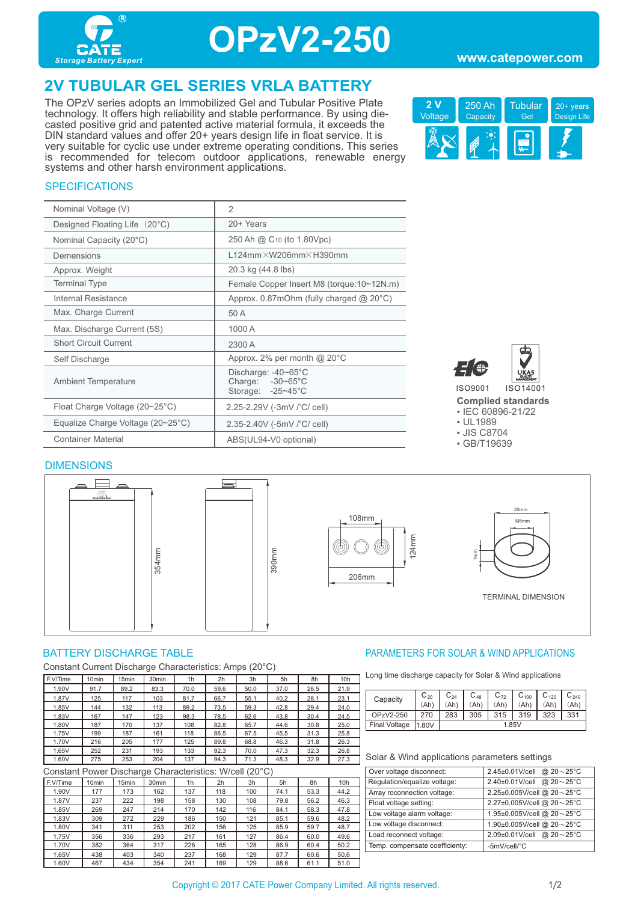# OPzV2-250

CATE Storage Battery Expert

www.catepower.com

## 2V TUBULAR GEL SERIES VRLA BATTERY

The OPzV series adopts an Immobilized Gel and Tubular Positive Plate technology. It offers high reliability and stable performance. By using die-casted positive grid and patented active material formula, it exceeds the DIN standard values and offer 20+ years design life in float service. It is very suitable for cyclic use under extreme operating conditions. This series is recommended for telecom outdoor applications, renewable energy systems and other harsh environment applications.

2 V Voltage | 250 Ah Capacity | Tubular Gel | 20+ years Design Life

### SPECIFICATIONS

| | |
|---|---|
| Nominal Voltage (V) | 2 |
| Designed Floating Life（20°C) | 20+ Years |
| Nominal Capacity (20°C) | 250 Ah @ $C_{10}$ (to 1.80Vpc) |
| Demensions | L124mm×W206mm×H390mm |
| Approx. Weight | 20.3 kg (44.8 lbs) |
| Terminal Type | Female Copper Insert M8 (torque:10~12N.m) |
| Internal Resistance | Approx. 0.87mOhm (fully charged @ 20°C) |
| Max. Charge Current | 50 A |
| Max. Discharge Current (5S) | 1000 A |
| Short Circuit Current | 2300 A |
| Self Discharge | Approx. 2% per month @ 20°C |
| Ambient Temperature | Discharge: -40~65°C<br>Charge: -30~65°C<br>Storage: -25~45°C |
| Float Charge Voltage (20~25°C) | 2.25-2.29V (-3mV /°C/ cell) |
| Equalize Charge Voltage (20~25°C) | 2.35-2.40V (-5mV /°C/ cell) |
| Container Material | ABS(UL94-V0 optional) |

ISO9001 ISO14001

**Complied standards**
- IEC 60896-21/22
- UL1989
- JIS C8704
- GB/T19639

### DIMENSIONS

354mm, 390mm, 108mm, 124mm, 206mm, 20mm, M8mm, 7mm

TERMINAL DIMENSION

### BATTERY DISCHARGE TABLE

Constant Current Discharge Characteristics: Amps (20°C)

| F.V/Time | 10min | 15min | 30min | 1h | 2h | 3h | 5h | 8h | 10h |
|---|---|---|---|---|---|---|---|---|---|
| 1.90V | 91.7 | 89.2 | 83.3 | 70.0 | 59.6 | 50.0 | 37.0 | 26.5 | 21.9 |
| 1.87V | 125 | 117 | 103 | 81.7 | 66.7 | 55.1 | 40.2 | 28.1 | 23.1 |
| 1.85V | 144 | 132 | 113 | 89.2 | 73.5 | 59.3 | 42.8 | 29.4 | 24.0 |
| 1.83V | 167 | 147 | 123 | 98.3 | 78.5 | 62.6 | 43.8 | 30.4 | 24.5 |
| 1.80V | 187 | 170 | 137 | 108 | 82.8 | 65.7 | 44.6 | 30.8 | 25.0 |
| 1.75V | 199 | 187 | 161 | 118 | 86.5 | 67.5 | 45.5 | 31.3 | 25.8 |
| 1.70V | 216 | 205 | 177 | 125 | 89.8 | 68.8 | 46.3 | 31.8 | 26.3 |
| 1.65V | 252 | 231 | 193 | 133 | 92.3 | 70.0 | 47.3 | 32.3 | 26.8 |
| 1.60V | 275 | 253 | 204 | 137 | 94.3 | 71.3 | 48.3 | 32.9 | 27.3 |

Constant Power Discharge Characteristics: W/cell (20°C)

| F.V/Time | 10min | 15min | 30min | 1h | 2h | 3h | 5h | 8h | 10h |
|---|---|---|---|---|---|---|---|---|---|
| 1.90V | 177 | 173 | 162 | 137 | 118 | 100 | 74.1 | 53.3 | 44.2 |
| 1.87V | 237 | 222 | 198 | 158 | 130 | 108 | 79.8 | 56.2 | 46.3 |
| 1.85V | 269 | 247 | 214 | 170 | 142 | 116 | 84.1 | 58.3 | 47.8 |
| 1.83V | 309 | 272 | 229 | 186 | 150 | 121 | 85.1 | 59.6 | 48.2 |
| 1.80V | 341 | 311 | 253 | 202 | 156 | 125 | 85.9 | 59.7 | 48.7 |
| 1.75V | 356 | 336 | 293 | 217 | 161 | 127 | 86.4 | 60.0 | 49.6 |
| 1.70V | 382 | 364 | 317 | 226 | 165 | 128 | 86.9 | 60.4 | 50.2 |
| 1.65V | 438 | 403 | 340 | 237 | 168 | 129 | 87.7 | 60.6 | 50.6 |
| 1.60V | 467 | 434 | 354 | 241 | 169 | 129 | 88.6 | 61.1 | 51.0 |

### PARAMETERS FOR SOLAR & WIND APPLICATIONS

Long time discharge capacity for Solar & Wind applications

| Capacity | $C_{20}$ (Ah) | $C_{24}$ (Ah) | $C_{48}$ (Ah) | $C_{72}$ (Ah) | $C_{100}$ (Ah) | $C_{120}$ (Ah) | $C_{240}$ (Ah) |
|---|---|---|---|---|---|---|---|
| OPzV2-250 | 270 | 283 | 305 | 315 | 319 | 323 | 331 |
| Final Voltage | 1.80V | 1.85V | | | | | |

Solar & Wind applications parameters settings

| | |
|---|---|
| Over voltage disconnect: | 2.45±0.01V/cell @ 20～25°C |
| Regulation/equalize voltage: | 2.40±0.01V/cell @ 20～25°C |
| Array reconnection voltage: | 2.25±0.005V/cell @ 20～25°C |
| Float voltage setting: | 2.27±0.005V/cell @ 20～25°C |
| Low voltage alarm voltage: | 1.95±0.005V/cell @ 20～25°C |
| Low voltage disconnect: | 1.90±0.005V/cell @ 20～25°C |
| Load reconnect voltage: | 2.09±0.01V/cell @ 20～25°C |
| Temp. compensate coefficienty: | -5mV/cell/°C |

Copyright © 2017 CATE Power Company Limited. All rights reserved.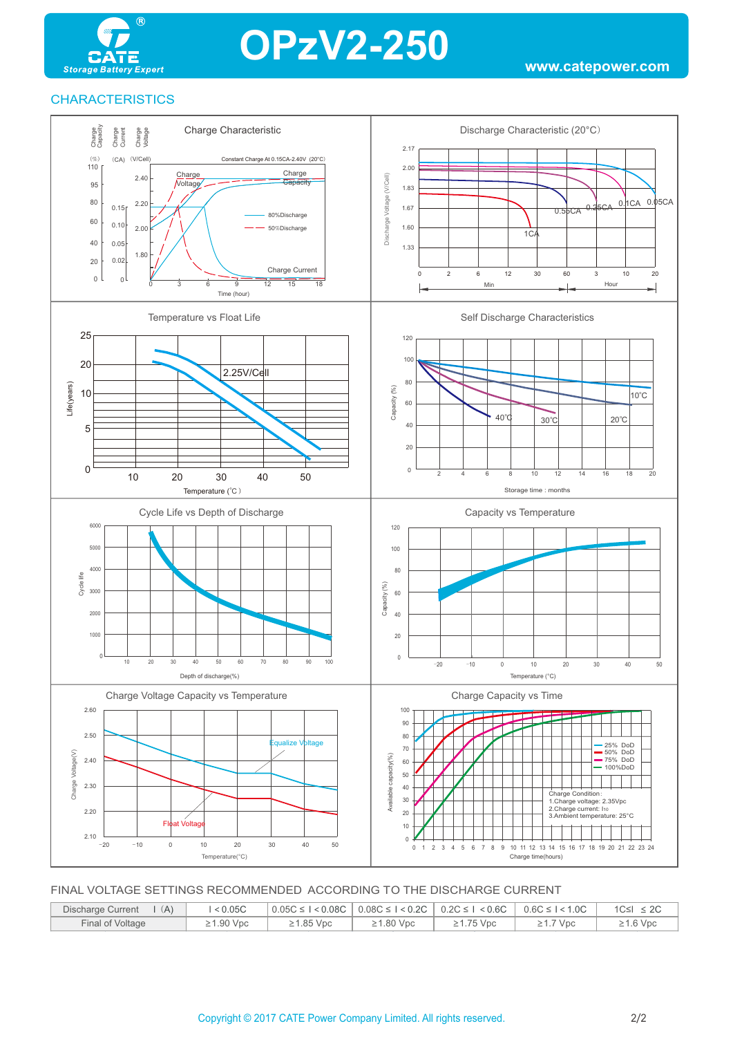# OPzV2-250

## CHARACTERISTICS

Charge Characteristic

Charge Capacity (%) Charge Current (CA) Charge Voltage (V/Cell)

Constant Charge At 0.15CA-2.40V (20°C)

110 95 80 60 40 20 0

0.15 0.10 0.05 0.02 0

2.40 2.20 2.00 1.80

Charge Voltage

Charge Capacity

80%Discharge

50%Discharge

Charge Current

0 3 6 9 12 15 18

Time (hour)

Discharge Characteristic (20°C)

Discharge Voltage (V/Cell)

2.17 2.00 1.83 1.67 1.60 1.33

0.55CA 0.25CA 0.1CA 0.05CA 1CA

0 2 6 12 30 60 3 10 20

Min Hour

Temperature vs Float Life

Life(years)

25 20 10 5 0

2.25V/Cell

10 20 30 40 50

Temperature (°C)

Self Discharge Characteristics

Capacity (%)

120 100 80 60 40 20 0

40°C 30°C 20°C 10°C

2 4 6 8 10 12 14 16 18 20

Storage time : months

Cycle Life vs Depth of Discharge

Cycle life

6000 5000 4000 3000 2000 1000 0

10 20 30 40 50 60 70 80 90 100

Depth of discharge(%)

Capacity vs Temperature

Capacity (%)

120 100 80 60 40 20 0

-20 -10 0 10 20 30 40 50

Temperature (°C)

Charge Voltage Capacity vs Temperature

Charge Voltage(V)

2.60 2.50 2.40 2.30 2.20 2.10

Equalize Voltage

Float Voltage

-20 -10 0 10 20 30 40 50

Temperature(°C)

Charge Capacity vs Time

Available capacity(%)

100 90 80 70 60 50 40 30 20 10 0

25% DoD
50% DoD
75% DoD
100%DoD

Charge Condition:
1.Charge voltage: 2.35Vpc
2.Charge current: $I_{10}$
3.Ambient temperature: 25°C

0 1 2 3 4 5 6 7 8 9 10 11 12 13 14 15 16 17 18 19 20 21 22 23 24

Charge time(hours)

## FINAL VOLTAGE SETTINGS RECOMMENDED ACCORDING TO THE DISCHARGE CURRENT

| Discharge Current I (A) | I < 0.05C | 0.05C ≤ I < 0.08C | 0.08C ≤ I < 0.2C | 0.2C ≤ I < 0.6C | 0.6C ≤ I < 1.0C | 1C≤I ≤ 2C |
|---|---|---|---|---|---|---|
| Final of Voltage | ≥1.90 Vpc | ≥1.85 Vpc | ≥1.80 Vpc | ≥1.75 Vpc | ≥1.7 Vpc | ≥1.6 Vpc |

Copyright © 2017 CATE Power Company Limited. All rights reserved.